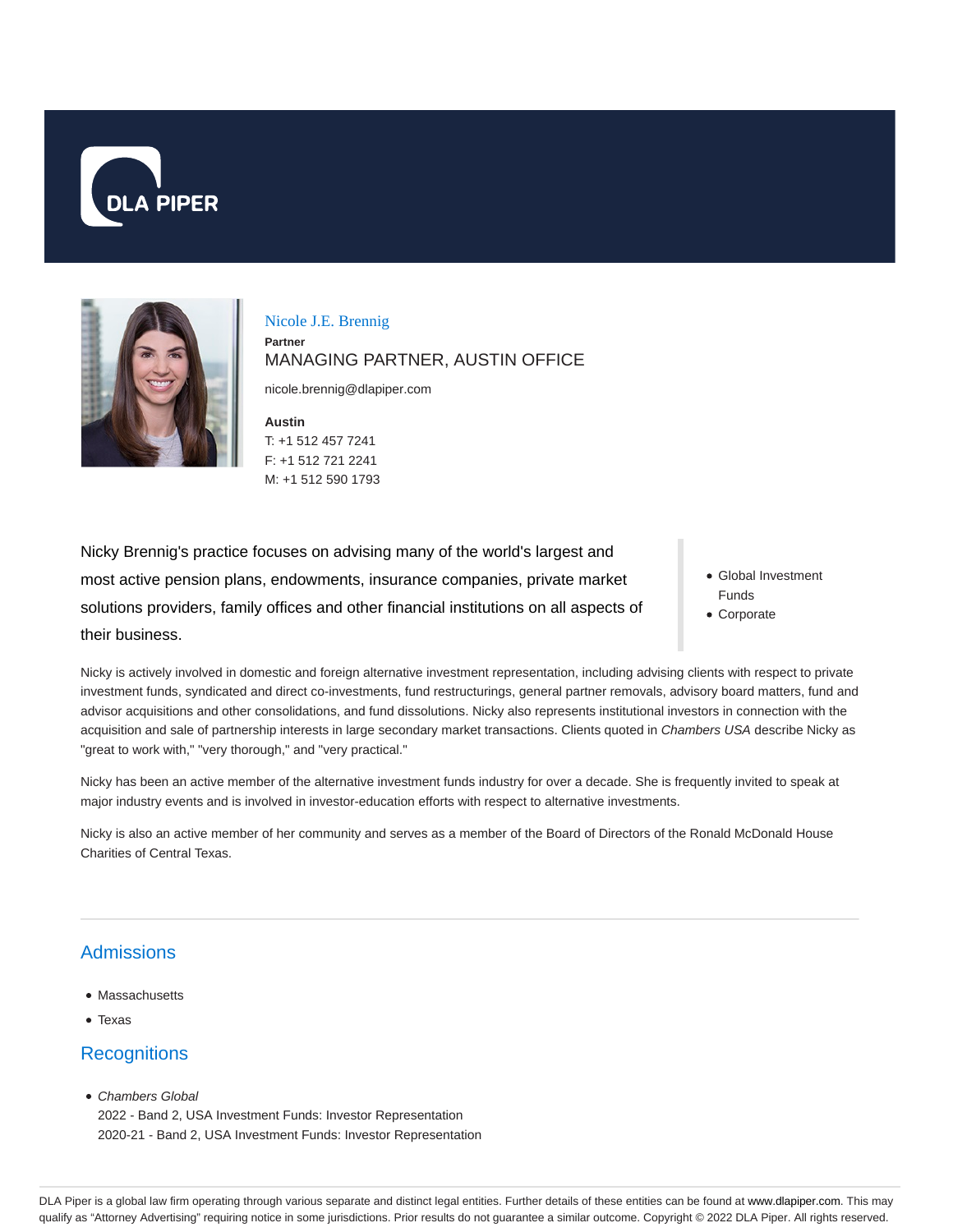# Nicole J.E. Brennig

**Partner**

MANAGING PARTNER, AUSTIN OFFICE

nicole.brennig@dlapiper.com

**Austin**

T: +1 512 457 7241
F: +1 512 721 2241
M: +1 512 590 1793

Nicky Brennig's practice focuses on advising many of the world's largest and most active pension plans, endowments, insurance companies, private market solutions providers, family offices and other financial institutions on all aspects of their business.

- Global Investment Funds
- Corporate

Nicky is actively involved in domestic and foreign alternative investment representation, including advising clients with respect to private investment funds, syndicated and direct co-investments, fund restructurings, general partner removals, advisory board matters, fund and advisor acquisitions and other consolidations, and fund dissolutions. Nicky also represents institutional investors in connection with the acquisition and sale of partnership interests in large secondary market transactions. Clients quoted in *Chambers USA* describe Nicky as "great to work with," "very thorough," and "very practical."

Nicky has been an active member of the alternative investment funds industry for over a decade. She is frequently invited to speak at major industry events and is involved in investor-education efforts with respect to alternative investments.

Nicky is also an active member of her community and serves as a member of the Board of Directors of the Ronald McDonald House Charities of Central Texas.

## Admissions

- Massachusetts
- Texas

## Recognitions

- *Chambers Global*
  2022 - Band 2, USA Investment Funds: Investor Representation
  2020-21 - Band 2, USA Investment Funds: Investor Representation

DLA Piper is a global law firm operating through various separate and distinct legal entities. Further details of these entities can be found at www.dlapiper.com. This may qualify as "Attorney Advertising" requiring notice in some jurisdictions. Prior results do not guarantee a similar outcome. Copyright © 2022 DLA Piper. All rights reserved.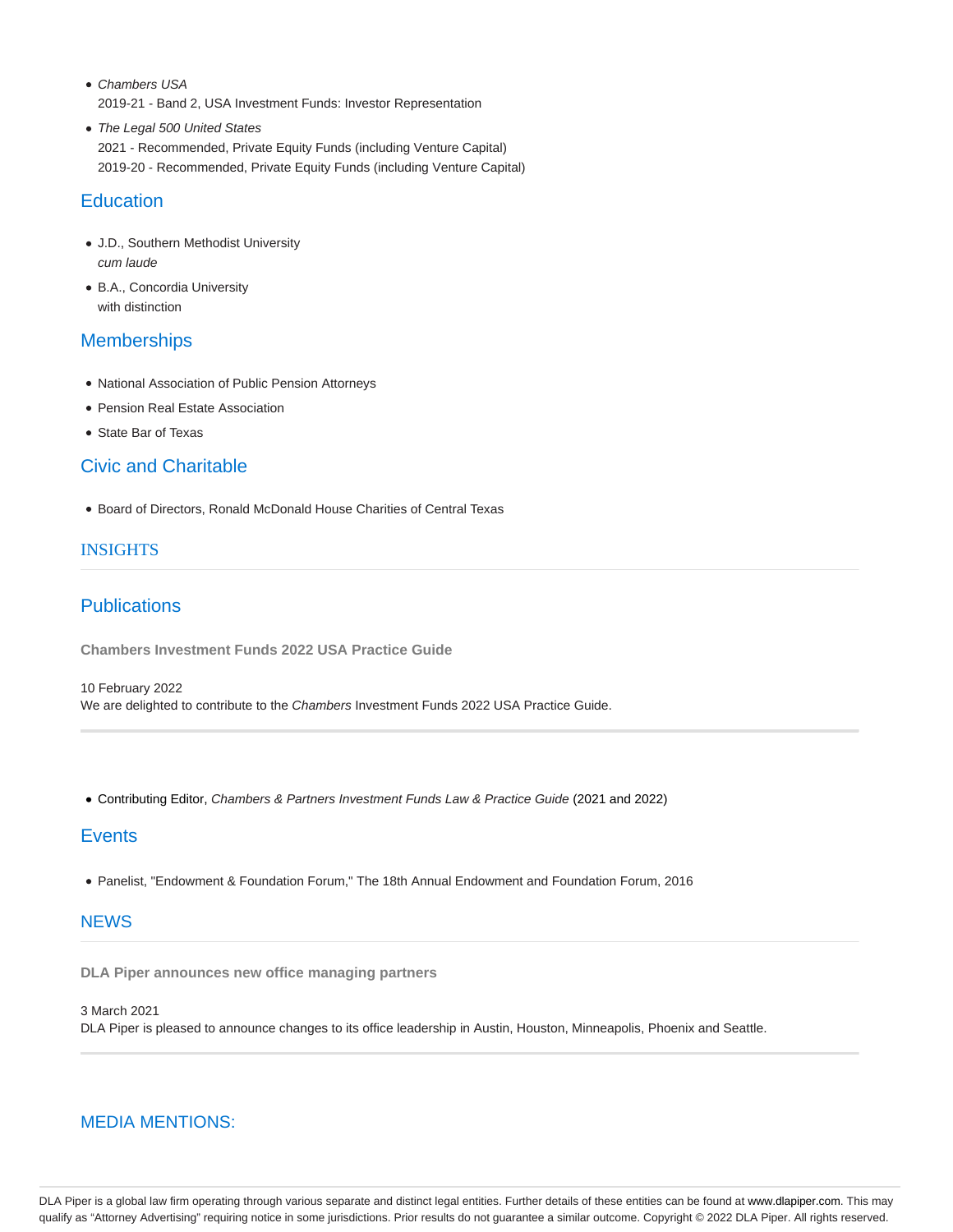- *Chambers USA*
  2019-21 - Band 2, USA Investment Funds: Investor Representation
- *The Legal 500 United States*
  2021 - Recommended, Private Equity Funds (including Venture Capital)
  2019-20 - Recommended, Private Equity Funds (including Venture Capital)

## Education

- J.D., Southern Methodist University
  *cum laude*
- B.A., Concordia University
  with distinction

## Memberships

- National Association of Public Pension Attorneys
- Pension Real Estate Association
- State Bar of Texas

## Civic and Charitable

- Board of Directors, Ronald McDonald House Charities of Central Texas

# INSIGHTS

## Publications

**Chambers Investment Funds 2022 USA Practice Guide**

10 February 2022
We are delighted to contribute to the *Chambers* Investment Funds 2022 USA Practice Guide.

---

- Contributing Editor, *Chambers & Partners Investment Funds Law & Practice Guide* (2021 and 2022)

## Events

- Panelist, "Endowment & Foundation Forum," The 18th Annual Endowment and Foundation Forum, 2016

# NEWS

**DLA Piper announces new office managing partners**

3 March 2021
DLA Piper is pleased to announce changes to its office leadership in Austin, Houston, Minneapolis, Phoenix and Seattle.

---

# MEDIA MENTIONS:

DLA Piper is a global law firm operating through various separate and distinct legal entities. Further details of these entities can be found at www.dlapiper.com. This may qualify as "Attorney Advertising" requiring notice in some jurisdictions. Prior results do not guarantee a similar outcome. Copyright © 2022 DLA Piper. All rights reserved.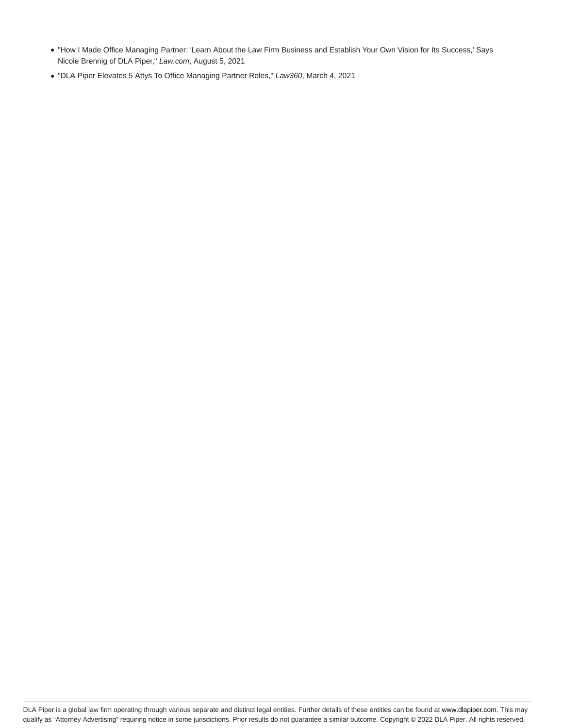- "How I Made Office Managing Partner: 'Learn About the Law Firm Business and Establish Your Own Vision for Its Success,' Says Nicole Brennig of DLA Piper," *Law.com*, August 5, 2021
- "DLA Piper Elevates 5 Attys To Office Managing Partner Roles," *Law360*, March 4, 2021

DLA Piper is a global law firm operating through various separate and distinct legal entities. Further details of these entities can be found at www.dlapiper.com. This may qualify as "Attorney Advertising" requiring notice in some jurisdictions. Prior results do not guarantee a similar outcome. Copyright © 2022 DLA Piper. All rights reserved.